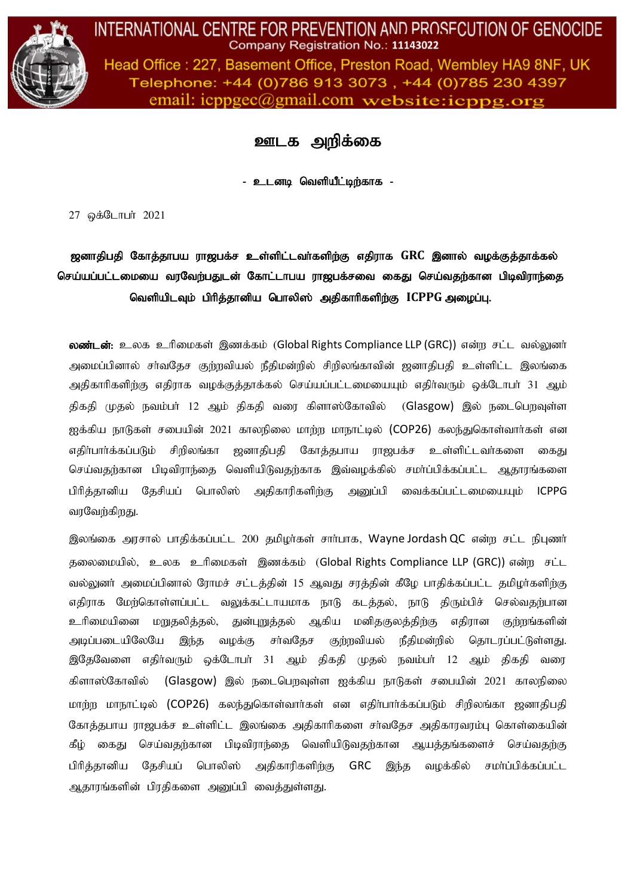**INTERNATIONAL CENTRE FOR PREVENTION AND PROSECUTION OF GENOCIDE**
Company Registration No.: **11143022**
Head Office : 227, Basement Office, Preston Road, Wembley HA9 8NF, UK
Telephone: +44 (0)786 913 3073 , +44 (0)785 230 4397
email: icppgec@gmail.com website:icppg.org

# ஊடக அறிக்கை

**- உடனடி வெளியீட்டிற்காக -**

27 ஒக்டோபர் 2021

**ஜனாதிபதி கோத்தாபய ராஜபக்ச உள்ளிட்டவர்களிற்கு எதிராக GRC இனால் வழக்குத்தாக்கல் செய்யப்பட்டமையை வரவேற்பதுடன் கோட்டாபய ராஜபக்சவை கைது செய்வதற்கான பிடிவிராந்தை வெளியிடவும் பிரித்தானிய பொலிஸ் அதிகாரிகளிற்கு ICPPG அழைப்பு.**

**லண்டன்:** உலக உரிமைகள் இணக்கம் (Global Rights Compliance LLP (GRC)) என்ற சட்ட வல்லுனர் அமைப்பினால் சர்வதேச குற்றவியல் நீதிமன்றில் சிறிலங்காவின் ஜனாதிபதி உள்ளிட்ட இலங்கை அதிகாரிகளிற்கு எதிராக வழக்குத்தாக்கல் செய்யப்பட்டமையையும் எதிர்வரும் ஒக்டோபர் 31 ஆம் திகதி முதல் நவம்பர் 12 ஆம் திகதி வரை கிளாஸ்கோவில் (Glasgow) இல் நடைபெறவுள்ள ஐக்கிய நாடுகள் சபையின் 2021 காலநிலை மாற்ற மாநாட்டில் (COP26) கலந்துகொள்வார்கள் என எதிர்பார்க்கப்படும் சிறிலங்கா ஜனாதிபதி கோத்தபாய ராஜபக்ச உள்ளிட்டவர்களை கைது செய்வதற்கான பிடிவிராந்தை வெளியிடுவதற்காக இவ்வழக்கில் சமர்ப்பிக்கப்பட்ட ஆதாரங்களை பிரித்தானிய தேசியப் பொலிஸ் அதிகாரிகளிற்கு அனுப்பி வைக்கப்பட்டமையையும் ICPPG வரவேற்கிறது.

இலங்கை அரசால் பாதிக்கப்பட்ட 200 தமிழர்கள் சார்பாக, Wayne Jordash QC என்ற சட்ட நிபுணர் தலைமையில், உலக உரிமைகள் இணக்கம் (Global Rights Compliance LLP (GRC)) என்ற சட்ட வல்லுனர் அமைப்பினால் ரோமச் சட்டத்தின் 15 ஆவது சரத்தின் கீழே பாதிக்கப்பட்ட தமிழர்களிற்கு எதிராக மேற்கொள்ளப்பட்ட வலுக்கட்டாயமாக நாடு கடத்தல், நாடு திரும்பிச் செல்வதற்பான உரிமையினை மறுதலித்தல், துன்புறுத்தல் ஆகிய மனிதகுலத்திற்கு எதிரான குற்றங்களின் அடிப்படையிலேயே இந்த வழக்கு சர்வதேச குற்றவியல் நீதிமன்றில் தொடரப்பட்டுள்ளது. இதேவேளை எதிர்வரும் ஒக்டோபர் 31 ஆம் திகதி முதல் நவம்பர் 12 ஆம் திகதி வரை கிளாஸ்கோவில் (Glasgow) இல் நடைபெறவுள்ள ஐக்கிய நாடுகள் சபையின் 2021 காலநிலை மாற்ற மாநாட்டில் (COP26) கலந்துகொள்வார்கள் என எதிர்பார்க்கப்படும் சிறிலங்கா ஜனாதிபதி கோத்தபாய ராஜபக்ச உள்ளிட்ட இலங்கை அதிகாரிகளை சர்வதேச அதிகாரவரம்பு கொள்கையின் கீழ் கைது செய்வதற்கான பிடிவிராந்தை வெளியிடுவதற்கான ஆயத்தங்களைச் செய்வதற்கு பிரித்தானிய தேசியப் பொலிஸ் அதிகாரிகளிற்கு GRC இந்த வழக்கில் சமர்ப்பிக்கப்பட்ட ஆதாரங்களின் பிரதிகளை அனுப்பி வைத்துள்ளது.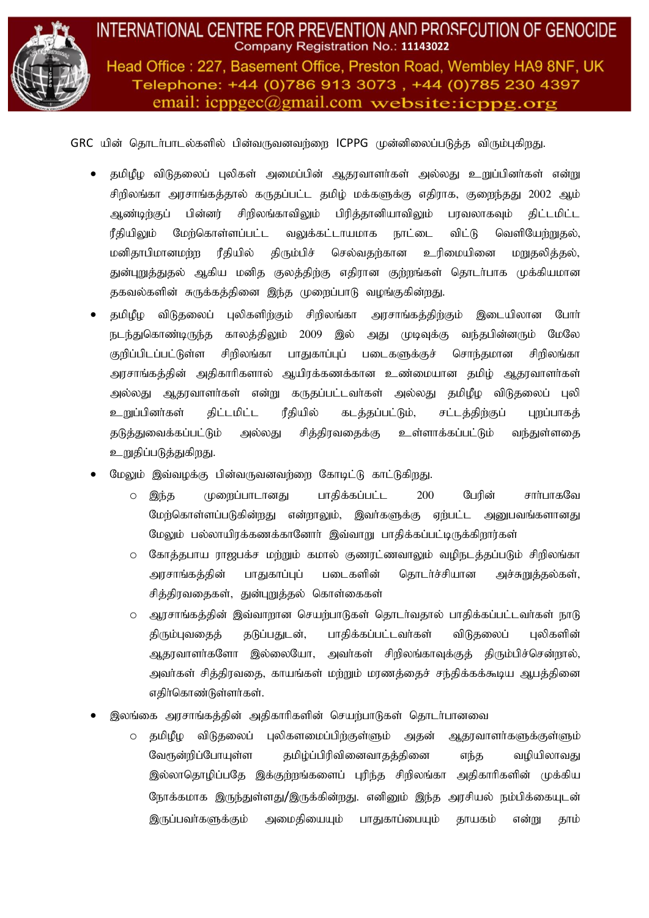GRC யின் தொடர்பாடல்களில் பின்வருவனவற்றை ICPPG முன்னிலைப்படுத்த விரும்புகிறது.

- தமிழீழ விடுதலைப் புலிகள் அமைப்பின் ஆதரவாளர்கள் அல்லது உறுப்பினர்கள் என்று சிறிலங்கா அரசாங்கத்தால் கருதப்பட்ட தமிழ் மக்களுக்கு எதிராக, குறைந்தது 2002 ஆம் ஆண்டிற்குப் பின்னர் சிறிலங்காவிலும் பிரித்தானியாவிலும் பரவலாகவும் திட்டமிட்ட ரீதியிலும் மேற்கொள்ளப்பட்ட வலுக்கட்டாயமாக நாட்டை விட்டு வெளியேற்றுதல், மனிதாபிமானமற்ற ரீதியில் திரும்பிச் செல்வதற்கான உரிமையினை மறுதலித்தல், துன்புறுத்துதல் ஆகிய மனித குலத்திற்கு எதிரான குற்றங்கள் தொடர்பாக முக்கியமான தகவல்களின் சுருக்கத்தினை இந்த முறைப்பாடு வழங்குகின்றது.
- தமிழீழ விடுதலைப் புலிகளிற்கும் சிறிலங்கா அரசாங்கத்திற்கும் இடையிலான போர் நடந்துகொண்டிருந்த காலத்திலும் 2009 இல் அது முடிவுக்கு வந்தபின்னரும் மேலே குறிப்பிடப்பட்டுள்ள சிறிலங்கா பாதுகாப்புப் படைகளுக்குச் சொந்தமான சிறிலங்கா அரசாங்கத்தின் அதிகாரிகளால் ஆயிரக்கணக்கான உண்மையான தமிழ் ஆதரவாளர்கள் அல்லது ஆதரவாளர்கள் என்று கருதப்பட்டவர்கள் அல்லது தமிழீழ விடுதலைப் புலி உறுப்பினர்கள் திட்டமிட்ட ரீதியில் கடத்தப்பட்டும், சட்டத்திற்குப் புறப்பாகத் தடுத்துவைக்கப்பட்டும் அல்லது சித்திரவதைக்கு உள்ளாக்கப்பட்டும் வந்துள்ளதை உறுதிப்படுத்துகிறது.
- மேலும் இவ்வழக்கு பின்வருவனவற்றை கோடிட்டு காட்டுகிறது.
  - இந்த முறைப்பாடானது பாதிக்கப்பட்ட 200 பேரின் சார்பாகவே மேற்கொள்ளப்படுகின்றது என்றாலும், இவர்களுக்கு ஏற்பட்ட அனுபவங்களானது மேலும் பல்லாயிரக்கணக்கானோர் இவ்வாறு பாதிக்கப்பட்டிருக்கிறார்கள்
  - கோத்தபாய ராஜபக்ச மற்றும் கமால் குணரட்ணவாலும் வழிநடத்தப்படும் சிறிலங்கா அரசாங்கத்தின் பாதுகாப்புப் படைகளின் தொடர்ச்சியான அச்சுறுத்தல்கள், சித்திரவதைகள், துன்புறுத்தல் கொள்கைகள்
  - அரசாங்கத்தின் இவ்வாறான செயற்பாடுகள் தொடர்வதால் பாதிக்கப்பட்டவர்கள் நாடு திரும்புவதைத் தடுப்பதுடன், பாதிக்கப்பட்டவர்கள் விடுதலைப் புலிகளின் ஆதரவாளர்களோ இல்லையோ, அவர்கள் சிறிலங்காவுக்குத் திரும்பிச்சென்றால், அவர்கள் சித்திரவதை, காயங்கள் மற்றும் மரணத்தைச் சந்திக்கக்கூடிய ஆபத்தினை எதிர்கொண்டுள்ளார்கள்.
- இலங்கை அரசாங்கத்தின் அதிகாரிகளின் செயற்பாடுகள் தொடர்பானவை
  - தமிழீழ விடுதலைப் புலிகளமைப்பிற்குள்ளும் அதன் ஆதரவாளர்களுக்குள்ளும் வேரூன்றிப்போயுள்ள தமிழ்ப்பிரிவினைவாதத்தினை எந்த வழியிலாவது இல்லாதொழிப்பதே இக்குற்றங்களைப் புரிந்த சிறிலங்கா அதிகாரிகளின் முக்கிய நோக்கமாக இருந்துள்ளது/இருக்கின்றது. எனினும் இந்த அரசியல் நம்பிக்கையுடன் இருப்பவர்களுக்கும் அமைதியையும் பாதுகாப்பையும் தாயகம் என்று தாம்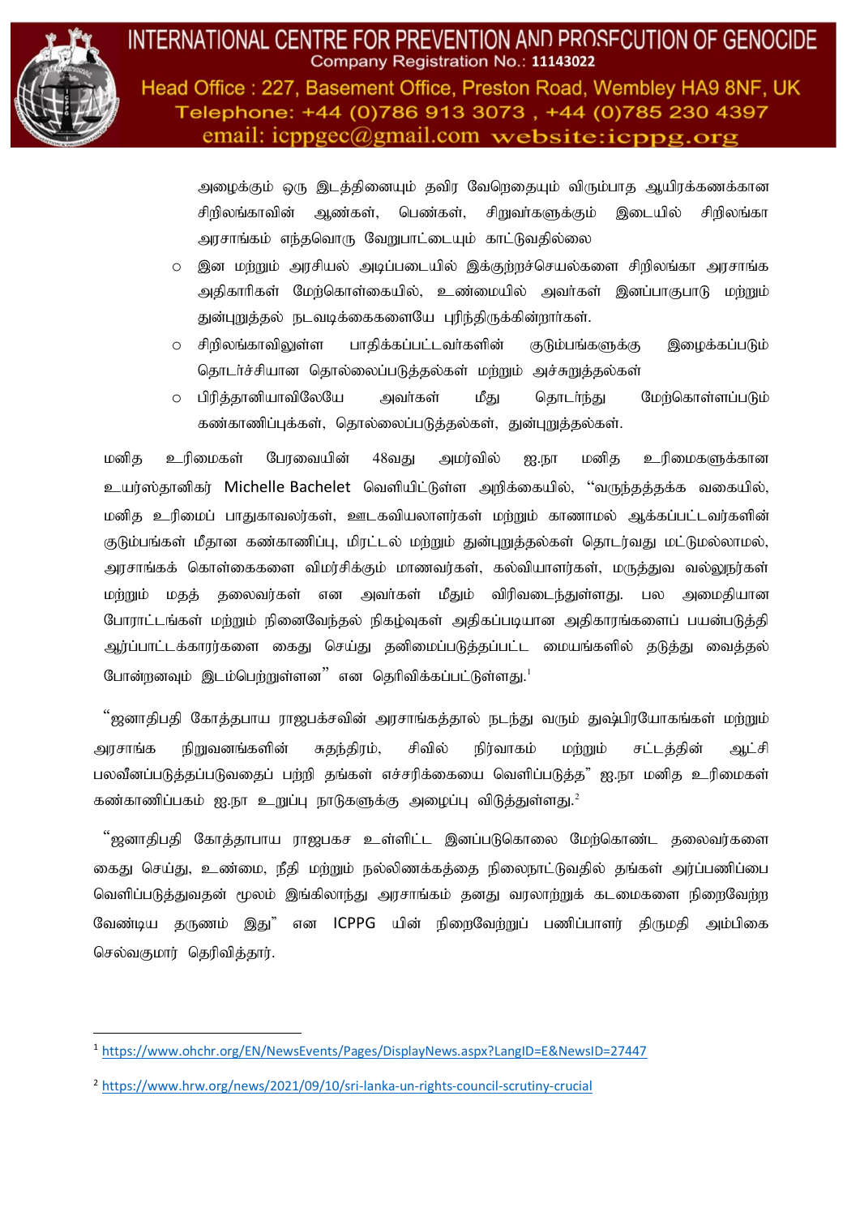அழைக்கும் ஒரு இடத்தினையும் தவிர வேறெதையும் விரும்பாத ஆயிரக்கணக்கான சிறிலங்காவின் ஆண்கள், பெண்கள், சிறுவர்களுக்கும் இடையில் சிறிலங்கா அரசாங்கம் எந்தவொரு வேறுபாட்டையும் காட்டுவதில்லை

- இன மற்றும் அரசியல் அடிப்படையில் இக்குற்றச்செயல்களை சிறிலங்கா அரசாங்க அதிகாரிகள் மேற்கொள்கையில், உண்மையில் அவர்கள் இனப்பாகுபாடு மற்றும் துன்புறுத்தல் நடவடிக்கைகளையே புரிந்திருக்கின்றார்கள்.
- சிறிலங்காவிலுள்ள பாதிக்கப்பட்டவர்களின் குடும்பங்களுக்கு இழைக்கப்படும் தொடர்ச்சியான தொல்லைப்படுத்தல்கள் மற்றும் அச்சுறுத்தல்கள்
- பிரித்தானியாவிலேயே அவர்கள் மீது தொடர்ந்து மேற்கொள்ளப்படும் கண்காணிப்புகள், தொல்லைப்படுத்தல்கள், துன்புறுத்தல்கள்.

மனித உரிமைகள் பேரவையின் 48வது அமர்வில் ஐ.நா மனித உரிமைகளுக்கான உயர்ஸ்தானிகர் Michelle Bachelet வெளியிட்டுள்ள அறிக்கையில், “வருந்தத்தக்க வகையில், மனித உரிமைப் பாதுகாவலர்கள், ஊடகவியலாளர்கள் மற்றும் காணாமல் ஆக்கப்பட்டவர்களின் குடும்பங்கள் மீதான கண்காணிப்பு, மிரட்டல் மற்றும் துன்புறுத்தல்கள் தொடர்வது மட்டுமல்லாமல், அரசாங்கக் கொள்கைகளை விமர்சிக்கும் மாணவர்கள், கல்வியாளர்கள், மருத்துவ வல்லுநர்கள் மற்றும் மதத் தலைவர்கள் என அவர்கள் மீதும் விரிவடைந்துள்ளது. பல அமைதியான போராட்டங்கள் மற்றும் நினைவேந்தல் நிகழ்வுகள் அதிகப்படியான அதிகாரங்களைப் பயன்படுத்தி ஆர்ப்பாட்டக்காரர்களை கைது செய்து தனிமைப்படுத்தப்பட்ட மையங்களில் தடுத்து வைத்தல் போன்றனவும் இடம்பெற்றுள்ளன” என தெரிவிக்கப்பட்டுள்ளது.[1]

“ஜனாதிபதி கோத்தபாய ராஜபக்சவின் அரசாங்கத்தால் நடந்து வரும் துஷ்பிரயோகங்கள் மற்றும் அரசாங்க நிறுவனங்களின் சுதந்திரம், சிவில் நிர்வாகம் மற்றும் சட்டத்தின் ஆட்சி பலவீனப்படுத்தப்படுவதைப் பற்றி தங்கள் எச்சரிக்கையை வெளிப்படுத்த” ஐ.நா மனித உரிமைகள் கண்காணிப்பகம் ஐ.நா உறுப்பு நாடுகளுக்கு அழைப்பு விடுத்துள்ளது.[2]

“ஜனாதிபதி கோத்தாபய ராஜபகச உள்ளிட்ட இனப்படுகொலை மேற்கொண்ட தலைவர்களை கைது செய்து, உண்மை, நீதி மற்றும் நல்லிணக்கத்தை நிலைநாட்டுவதில் தங்கள் அர்ப்பணிப்பை வெளிப்படுத்துவதன் மூலம் இங்கிலாந்து அரசாங்கம் தனது வரலாற்றுக் கடமைகளை நிறைவேற்ற வேண்டிய தருணம் இது” என ICPPG யின் நிறைவேற்றுப் பணிப்பாளர் திருமதி அம்பிகை செல்வகுமார் தெரிவித்தார்.

---

[1] https://www.ohchr.org/EN/NewsEvents/Pages/DisplayNews.aspx?LangID=E&NewsID=27447

[2] https://www.hrw.org/news/2021/09/10/sri-lanka-un-rights-council-scrutiny-crucial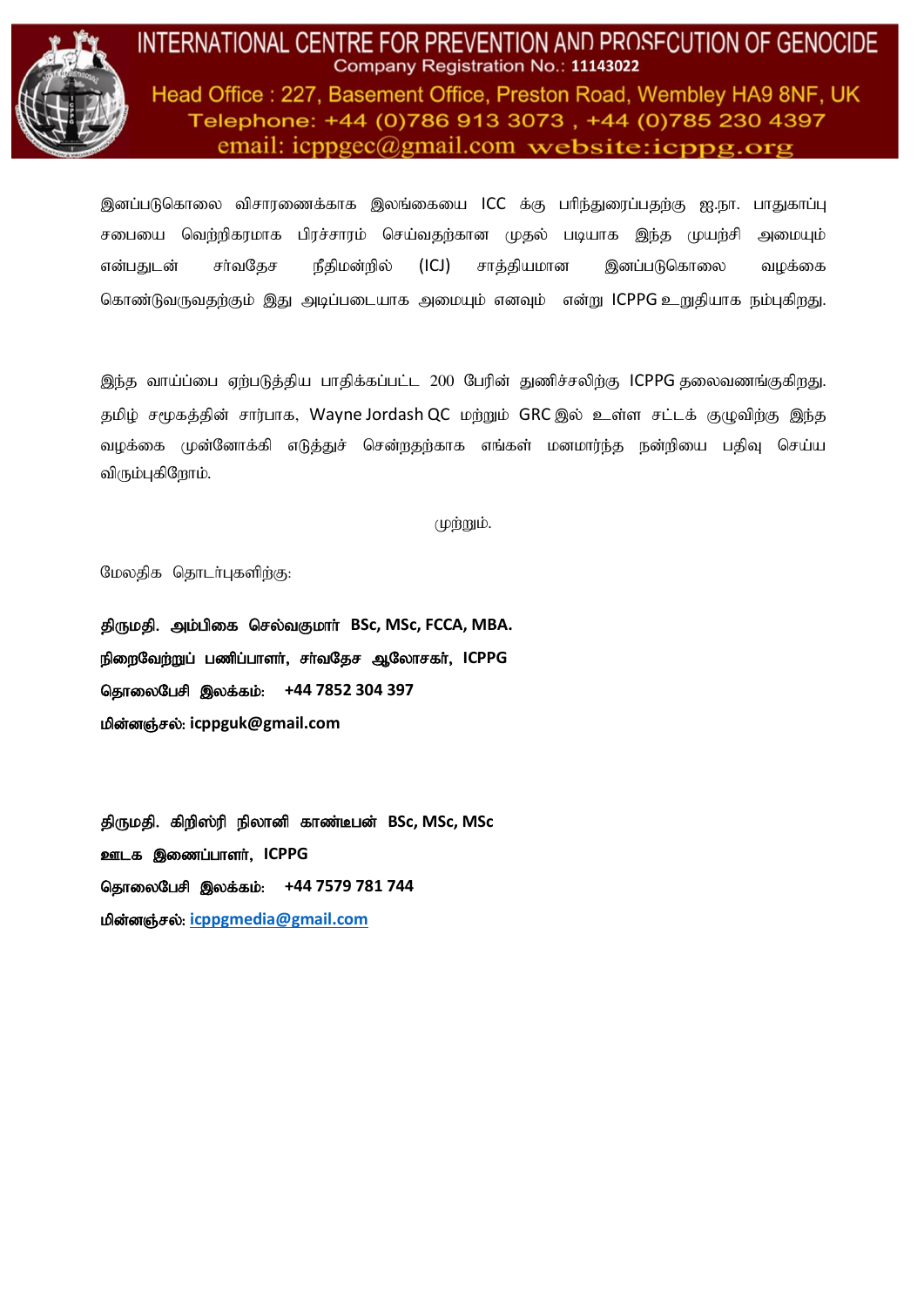இனப்படுகொலை விசாரணைக்காக இலங்கையை ICC க்கு பரிந்துரைப்பதற்கு ஐ.நா. பாதுகாப்பு சபையை வெற்றிகரமாக பிரச்சாரம் செய்வதற்கான முதல் படியாக இந்த முயற்சி அமையும் என்பதுடன் சர்வதேச நீதிமன்றில் (ICJ) சாத்தியமான இனப்படுகொலை வழக்கை கொண்டுவருவதற்கும் இது அடிப்படையாக அமையும் எனவும் என்று ICPPG உறுதியாக நம்புகிறது.

இந்த வாய்ப்பை ஏற்படுத்திய பாதிக்கப்பட்ட 200 பேரின் துணிச்சலிற்கு ICPPG தலைவணங்குகிறது. தமிழ் சமூகத்தின் சார்பாக, Wayne Jordash QC மற்றும் GRC இல் உள்ள சட்டக் குழுவிற்கு இந்த வழக்கை முன்னோக்கி எடுத்துச் சென்றதற்காக எங்கள் மனமார்ந்த நன்றியை பதிவு செய்ய விரும்புகிறோம்.

முற்றும்.

மேலதிக தொடர்புகளிற்கு:

**திருமதி. அம்பிகை செல்வகுமார் BSc, MSc, FCCA, MBA.**
**நிறைவேற்றுப் பணிப்பாளர், சர்வதேச ஆலோசகர், ICPPG**
**தொலைபேசி இலக்கம்: +44 7852 304 397**
**மின்னஞ்சல்: icppguk@gmail.com**

**திருமதி. கிறிஸ்ரி நிலானி காண்டீபன் BSc, MSc, MSc**
**ஊடக இணைப்பாளர், ICPPG**
**தொலைபேசி இலக்கம்: +44 7579 781 744**
**மின்னஞ்சல்: icppgmedia@gmail.com**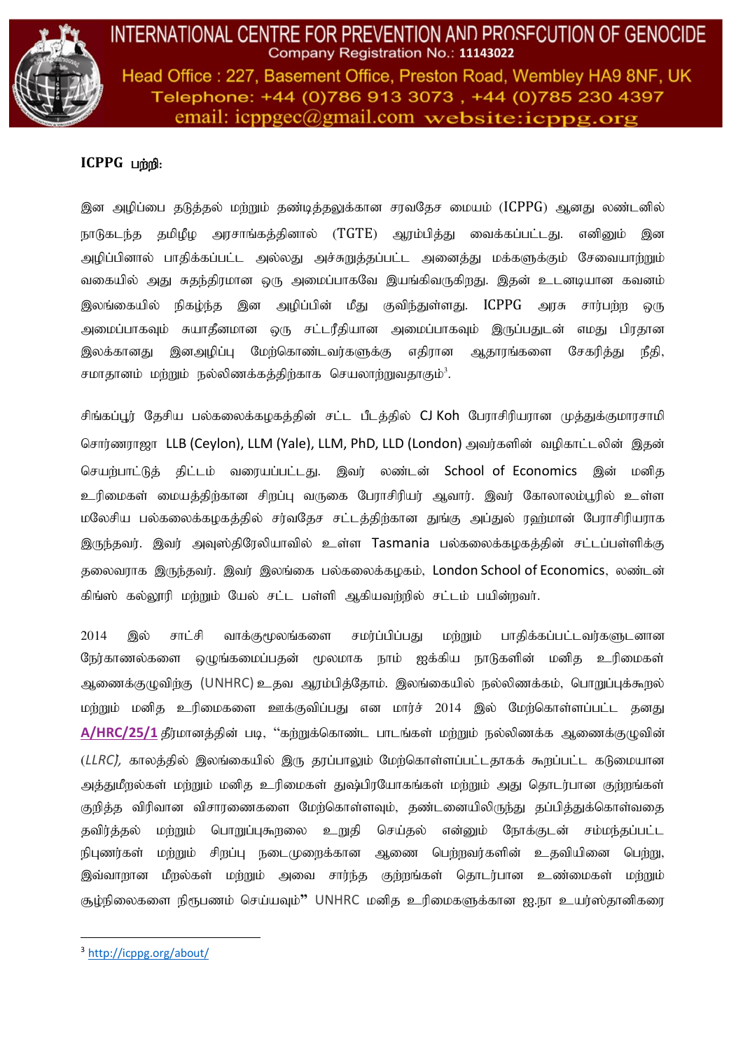## ICPPG பற்றி:

இன அழிப்பை தடுத்தல் மற்றும் தண்டித்தலுக்கான சரவதேச மையம் (ICPPG) ஆனது லண்டனில் நாடுகடந்த தமிழீழ அரசாங்கத்தினால் (TGTE) ஆரம்பித்து வைக்கப்பட்டது. எனினும் இன அழிப்பினால் பாதிக்கப்பட்ட அல்லது அச்சுறுத்தப்பட்ட அனைத்து மக்களுக்கும் சேவையாற்றும் வகையில் அது சுதந்திரமான ஒரு அமைப்பாகவே இயங்கிவருகிறது. இதன் உடனடியான கவனம் இலங்கையில் நிகழ்ந்த இன அழிப்பின் மீது குவிந்துள்ளது. ICPPG அரசு சார்பற்ற ஒரு அமைப்பாகவும் சுயாதீனமான ஒரு சட்டரீதியான அமைப்பாகவும் இருப்பதுடன் எமது பிரதான இலக்கானது இனஅழிப்பு மேற்கொண்டவர்களுக்கு எதிரான ஆதாரங்களை சேகரித்து நீதி, சமாதானம் மற்றும் நல்லிணக்கத்திற்காக செயலாற்றுவதாகும்[3].

சிங்கப்பூர் தேசிய பல்கலைக்கழகத்தின் சட்ட பீடத்தில் CJ Koh பேராசிரியரான முத்துக்குமாரசாமி சொர்ணராஜா LLB (Ceylon), LLM (Yale), LLM, PhD, LLD (London) அவர்களின் வழிகாட்டலின் இதன் செயற்பாட்டுத் திட்டம் வரையப்பட்டது. இவர் லண்டன் School of Economics இன் மனித உரிமைகள் மையத்திற்கான சிறப்பு வருகை பேராசிரியர் ஆவார். இவர் கோலாலம்பூரில் உள்ள மலேசிய பல்கலைக்கழகத்தில் சர்வதேச சட்டத்திற்கான துங்கு அப்துல் ரஹ்மான் பேராசிரியராக இருந்தவர். இவர் அவுஸ்திரேலியாவில் உள்ள Tasmania பல்கலைக்கழகத்தின் சட்டப்பள்ளிக்கு தலைவராக இருந்தவர். இவர் இலங்கை பல்கலைக்கழகம், London School of Economics, லண்டன் கிங்ஸ் கல்லூரி மற்றும் யேல் சட்ட பள்ளி ஆகியவற்றில் சட்டம் பயின்றவர்.

2014 இல் சாட்சி வாக்குமூலங்களை சமர்ப்பிப்பது மற்றும் பாதிக்கப்பட்டவர்களுடனான நேர்காணல்களை ஒழுங்கமைப்பதன் மூலமாக நாம் ஐக்கிய நாடுகளின் மனித உரிமைகள் ஆணைக்குழுவிற்கு (UNHRC) உதவ ஆரம்பித்தோம். இலங்கையில் நல்லிணக்கம், பொறுப்புக்கூறல் மற்றும் மனித உரிமைகளை ஊக்குவிப்பது என மார்ச் 2014 இல் மேற்கொள்ளப்பட்ட தனது **A/HRC/25/1** தீர்மானத்தின் படி, "கற்றுக்கொண்ட பாடங்கள் மற்றும் நல்லிணக்க ஆணைக்குழுவின் (*LLRC*), காலத்தில் இலங்கையில் இரு தரப்பாலும் மேற்கொள்ளப்பட்டதாகக் கூறப்பட்ட கடுமையான அத்துமீறல்கள் மற்றும் மனித உரிமைகள் துஷ்பிரயோகங்கள் மற்றும் அது தொடர்பான குற்றங்கள் குறித்த விரிவான விசாரணைகளை மேற்கொள்ளவும், தண்டனையிலிருந்து தப்பித்துக்கொள்வதை தவிர்த்தல் மற்றும் பொறுப்புகூறலை உறுதி செய்தல் என்னும் நோக்குடன் சம்மந்தப்பட்ட நிபுணர்கள் மற்றும் சிறப்பு நடைமுறைக்கான ஆணை பெற்றவர்களின் உதவியினை பெற்று, இவ்வாறான மீறல்கள் மற்றும் அவை சார்ந்த குற்றங்கள் தொடர்பான உண்மைகள் மற்றும் சூழ்நிலைகளை நிருபணம் செய்யவும்" UNHRC மனித உரிமைகளுக்கான ஐ.நா உயர்ஸ்தானிகரை

[3] http://icppg.org/about/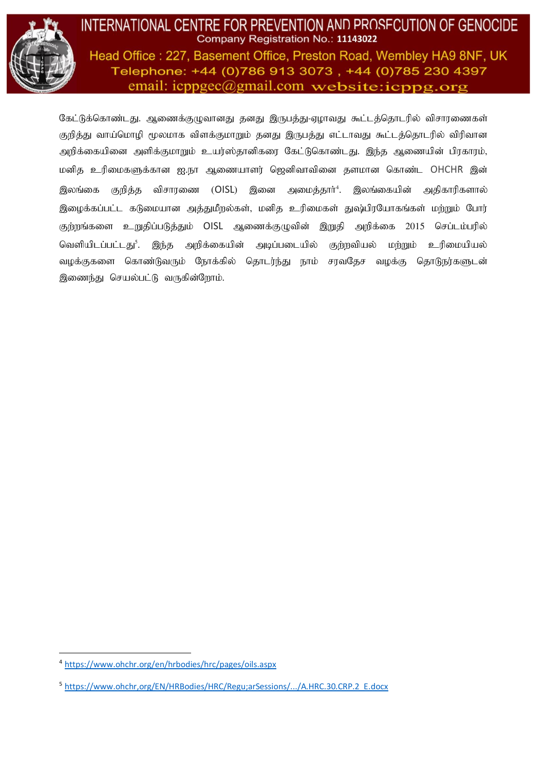கேட்டுக்கொண்டது. ஆணைக்குழுவானது தனது இருபத்து-ஏழாவது கூட்டத்தொடரில் விசாரணைகள் குறித்து வாய்மொழி மூலமாக விளக்குமாறும் தனது இருபத்து எட்டாவது கூட்டத்தொடரில் விரிவான அறிக்கையினை அளிக்குமாறும் உயர்ஸ்தானிகரை கேட்டுகொண்டது. இந்த ஆணையின் பிரகாரம், மனித உரிமைகளுக்கான ஐ.நா ஆணையாளர் ஜெனிவாவினை தளமான கொண்ட OHCHR இன் இலங்கை குறித்த விசாரணை (OISL) இனை அமைத்தார்[4]. இலங்கையின் அதிகாரிகளால் இழைக்கப்பட்ட கடுமையான அத்துமீறல்கள், மனித உரிமைகள் துஷ்பிரயோகங்கள் மற்றும் போர் குற்றங்களை உறுதிப்படுத்தும் OISL ஆணைக்குழுவின் இறுதி அறிக்கை 2015 செப்டம்பரில் வெளியிடப்பட்டது[5]. இந்த அறிக்கையின் அடிப்படையில் குற்றவியல் மற்றும் உரிமையியல் வழக்குகளை கொண்டுவரும் நோக்கில் தொடர்ந்து நாம் சரவதேச வழக்கு தொடுநர்களுடன் இணைந்து செயல்பட்டு வருகின்றோம்.

---

[4] https://www.ohchr.org/en/hrbodies/hrc/pages/oils.aspx

[5] https://www.ohchr,org/EN/HRBodies/HRC/Regu;arSessions/.../A.HRC.30.CRP.2_E.docx